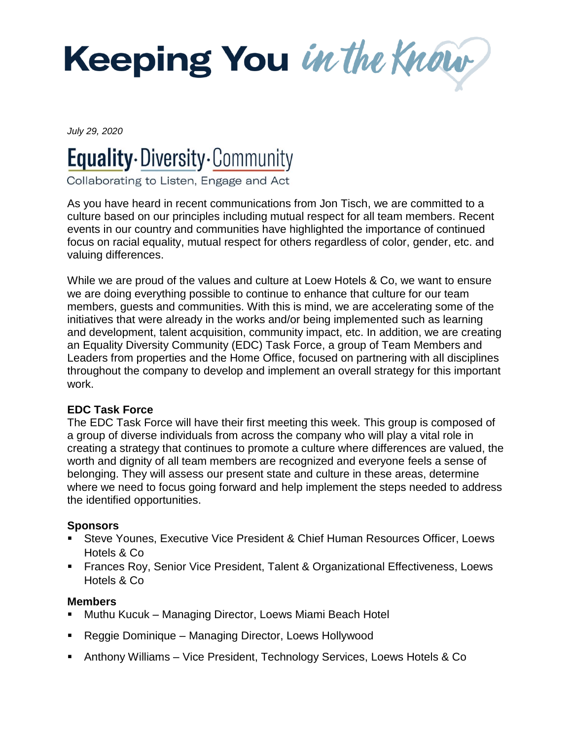# Keeping You *in the Know*

*July 29, 2020*

## Equality·Diversity·Community

Collaborating to Listen, Engage and Act

As you have heard in recent communications from Jon Tisch, we are committed to a culture based on our principles including mutual respect for all team members. Recent events in our country and communities have highlighted the importance of continued focus on racial equality, mutual respect for others regardless of color, gender, etc. and valuing differences.

While we are proud of the values and culture at Loew Hotels & Co, we want to ensure we are doing everything possible to continue to enhance that culture for our team members, guests and communities. With this is mind, we are accelerating some of the initiatives that were already in the works and/or being implemented such as learning and development, talent acquisition, community impact, etc. In addition, we are creating an Equality Diversity Community (EDC) Task Force, a group of Team Members and Leaders from properties and the Home Office, focused on partnering with all disciplines throughout the company to develop and implement an overall strategy for this important work.

**EDC Task Force**

The EDC Task Force will have their first meeting this week. This group is composed of a group of diverse individuals from across the company who will play a vital role in creating a strategy that continues to promote a culture where differences are valued, the worth and dignity of all team members are recognized and everyone feels a sense of belonging. They will assess our present state and culture in these areas, determine where we need to focus going forward and help implement the steps needed to address the identified opportunities.

**Sponsors**

- Steve Younes, Executive Vice President & Chief Human Resources Officer, Loews Hotels & Co
- Frances Roy, Senior Vice President, Talent & Organizational Effectiveness, Loews Hotels & Co

**Members**

- Muthu Kucuk – Managing Director, Loews Miami Beach Hotel
- Reggie Dominique – Managing Director, Loews Hollywood
- Anthony Williams – Vice President, Technology Services, Loews Hotels & Co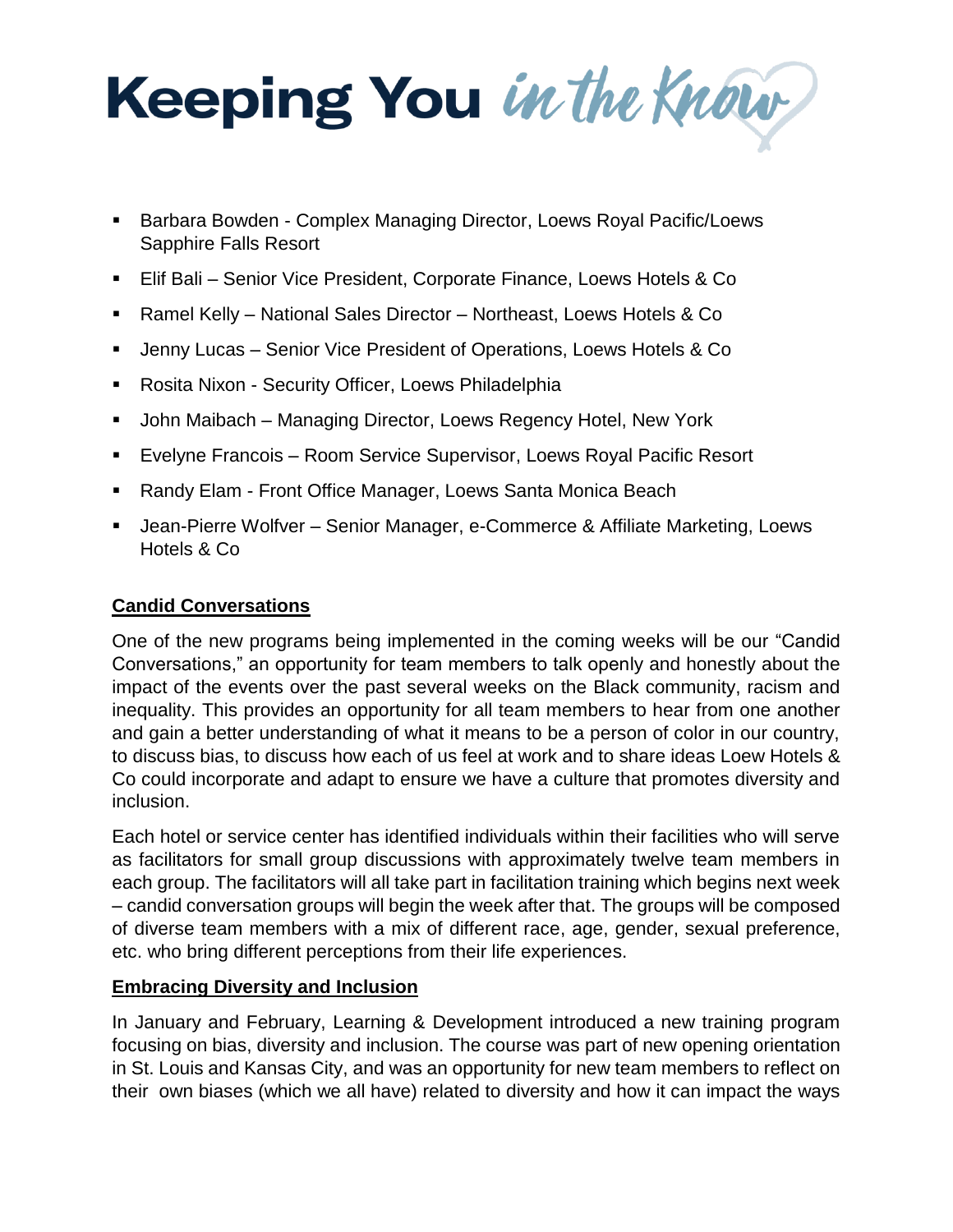- Barbara Bowden - Complex Managing Director, Loews Royal Pacific/Loews Sapphire Falls Resort
- Elif Bali – Senior Vice President, Corporate Finance, Loews Hotels & Co
- Ramel Kelly – National Sales Director – Northeast, Loews Hotels & Co
- Jenny Lucas – Senior Vice President of Operations, Loews Hotels & Co
- Rosita Nixon - Security Officer, Loews Philadelphia
- John Maibach – Managing Director, Loews Regency Hotel, New York
- Evelyne Francois – Room Service Supervisor, Loews Royal Pacific Resort
- Randy Elam - Front Office Manager, Loews Santa Monica Beach
- Jean-Pierre Wolfver – Senior Manager, e-Commerce & Affiliate Marketing, Loews Hotels & Co

## Candid Conversations

One of the new programs being implemented in the coming weeks will be our "Candid Conversations," an opportunity for team members to talk openly and honestly about the impact of the events over the past several weeks on the Black community, racism and inequality. This provides an opportunity for all team members to hear from one another and gain a better understanding of what it means to be a person of color in our country, to discuss bias, to discuss how each of us feel at work and to share ideas Loew Hotels & Co could incorporate and adapt to ensure we have a culture that promotes diversity and inclusion.

Each hotel or service center has identified individuals within their facilities who will serve as facilitators for small group discussions with approximately twelve team members in each group. The facilitators will all take part in facilitation training which begins next week – candid conversation groups will begin the week after that. The groups will be composed of diverse team members with a mix of different race, age, gender, sexual preference, etc. who bring different perceptions from their life experiences.

## Embracing Diversity and Inclusion

In January and February, Learning & Development introduced a new training program focusing on bias, diversity and inclusion. The course was part of new opening orientation in St. Louis and Kansas City, and was an opportunity for new team members to reflect on their own biases (which we all have) related to diversity and how it can impact the ways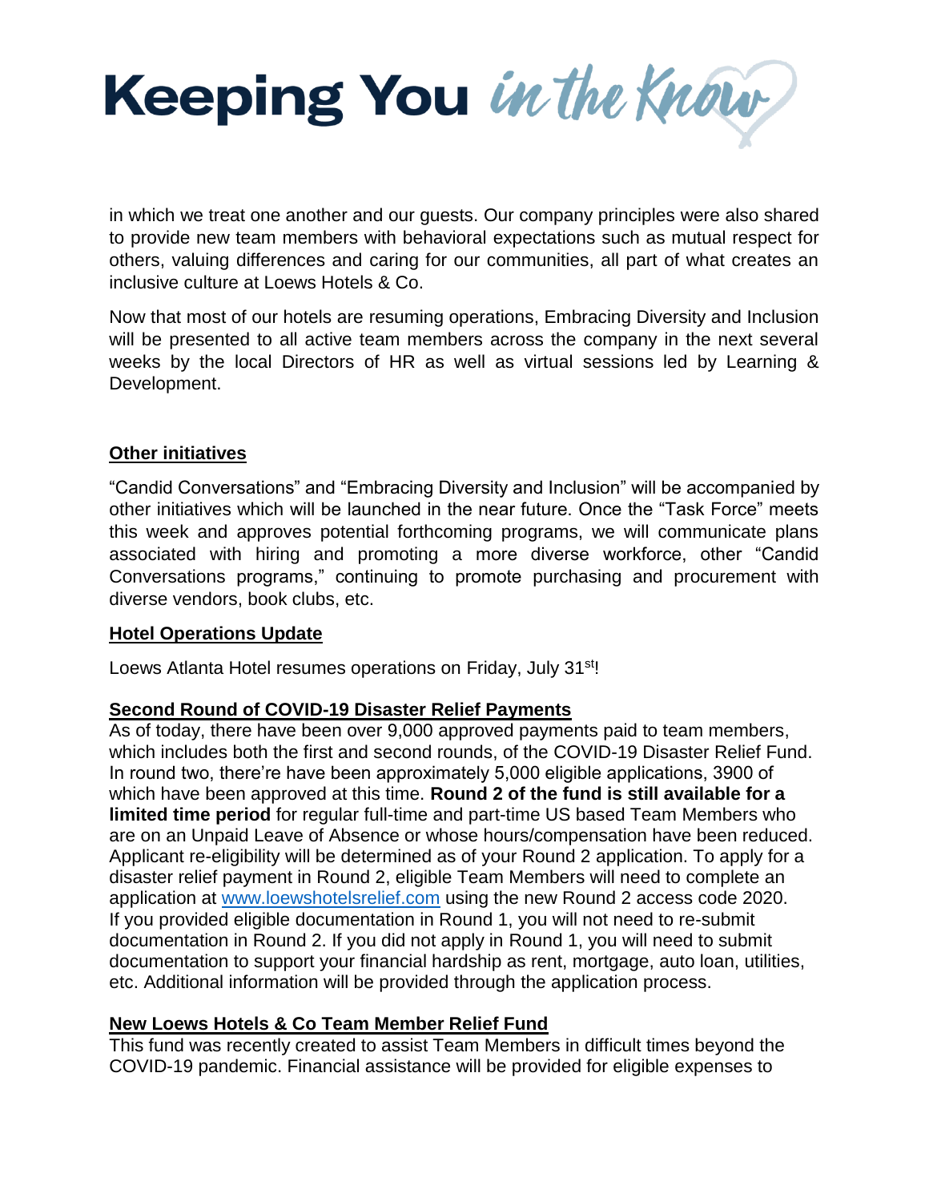in which we treat one another and our guests. Our company principles were also shared to provide new team members with behavioral expectations such as mutual respect for others, valuing differences and caring for our communities, all part of what creates an inclusive culture at Loews Hotels & Co.

Now that most of our hotels are resuming operations, Embracing Diversity and Inclusion will be presented to all active team members across the company in the next several weeks by the local Directors of HR as well as virtual sessions led by Learning & Development.

## Other initiatives

"Candid Conversations" and "Embracing Diversity and Inclusion" will be accompanied by other initiatives which will be launched in the near future. Once the "Task Force" meets this week and approves potential forthcoming programs, we will communicate plans associated with hiring and promoting a more diverse workforce, other "Candid Conversations programs," continuing to promote purchasing and procurement with diverse vendors, book clubs, etc.

## Hotel Operations Update

Loews Atlanta Hotel resumes operations on Friday, July 31st!

## Second Round of COVID-19 Disaster Relief Payments

As of today, there have been over 9,000 approved payments paid to team members, which includes both the first and second rounds, of the COVID-19 Disaster Relief Fund. In round two, there're have been approximately 5,000 eligible applications, 3900 of which have been approved at this time. **Round 2 of the fund is still available for a limited time period** for regular full-time and part-time US based Team Members who are on an Unpaid Leave of Absence or whose hours/compensation have been reduced. Applicant re-eligibility will be determined as of your Round 2 application. To apply for a disaster relief payment in Round 2, eligible Team Members will need to complete an application at www.loewshotelsrelief.com using the new Round 2 access code 2020. If you provided eligible documentation in Round 1, you will not need to re-submit documentation in Round 2. If you did not apply in Round 1, you will need to submit documentation to support your financial hardship as rent, mortgage, auto loan, utilities, etc. Additional information will be provided through the application process.

## New Loews Hotels & Co Team Member Relief Fund

This fund was recently created to assist Team Members in difficult times beyond the COVID-19 pandemic. Financial assistance will be provided for eligible expenses to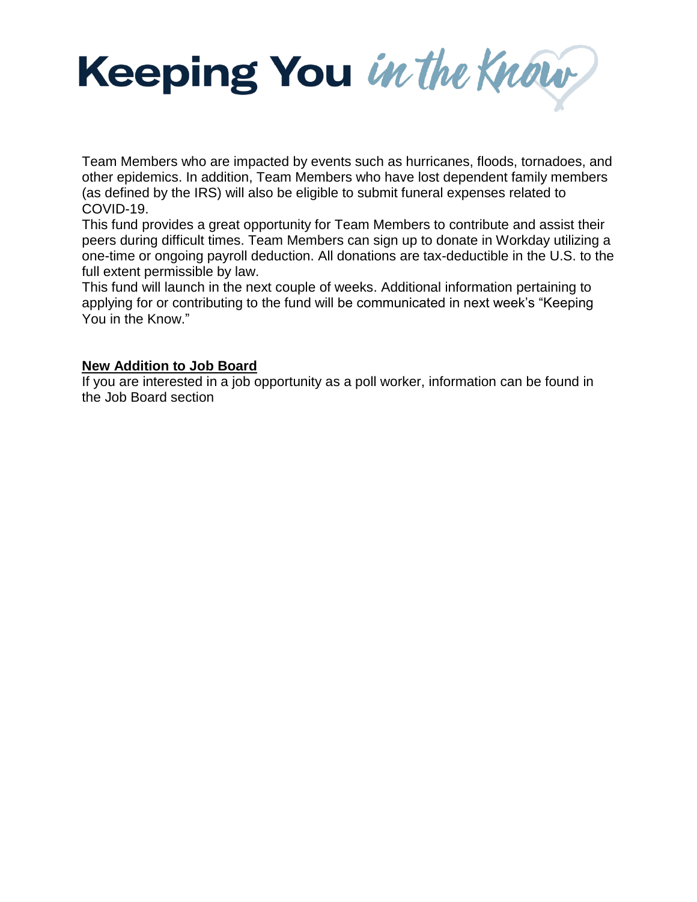Team Members who are impacted by events such as hurricanes, floods, tornadoes, and other epidemics. In addition, Team Members who have lost dependent family members (as defined by the IRS) will also be eligible to submit funeral expenses related to COVID-19.

This fund provides a great opportunity for Team Members to contribute and assist their peers during difficult times. Team Members can sign up to donate in Workday utilizing a one-time or ongoing payroll deduction. All donations are tax-deductible in the U.S. to the full extent permissible by law.

This fund will launch in the next couple of weeks. Additional information pertaining to applying for or contributing to the fund will be communicated in next week's "Keeping You in the Know."

**New Addition to Job Board**

If you are interested in a job opportunity as a poll worker, information can be found in the Job Board section